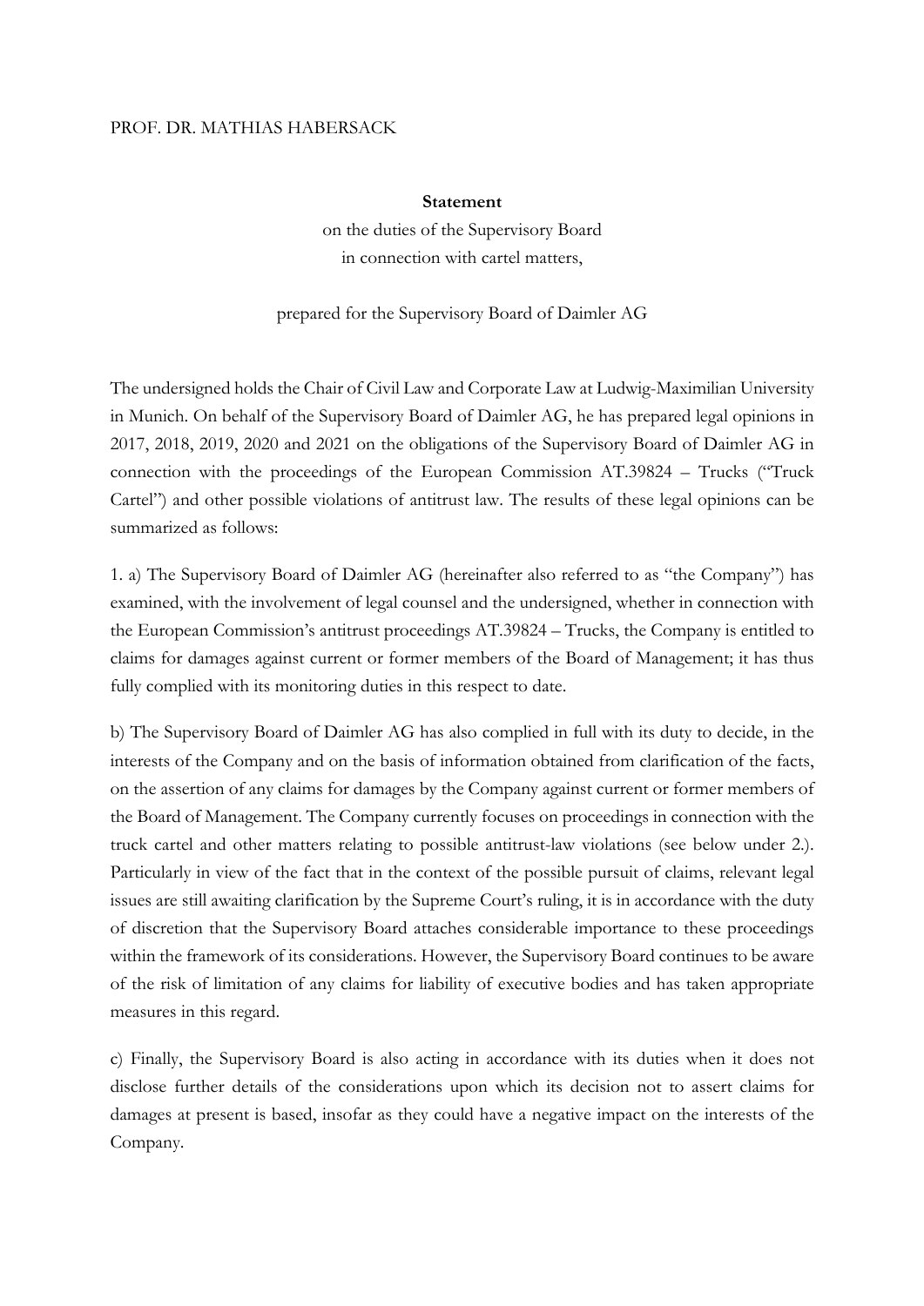PROF. DR. MATHIAS HABERSACK

**Statement**

on the duties of the Supervisory Board
in connection with cartel matters,

prepared for the Supervisory Board of Daimler AG

The undersigned holds the Chair of Civil Law and Corporate Law at Ludwig-Maximilian University in Munich. On behalf of the Supervisory Board of Daimler AG, he has prepared legal opinions in 2017, 2018, 2019, 2020 and 2021 on the obligations of the Supervisory Board of Daimler AG in connection with the proceedings of the European Commission AT.39824 – Trucks ("Truck Cartel") and other possible violations of antitrust law. The results of these legal opinions can be summarized as follows:

1. a) The Supervisory Board of Daimler AG (hereinafter also referred to as "the Company") has examined, with the involvement of legal counsel and the undersigned, whether in connection with the European Commission's antitrust proceedings AT.39824 – Trucks, the Company is entitled to claims for damages against current or former members of the Board of Management; it has thus fully complied with its monitoring duties in this respect to date.

b) The Supervisory Board of Daimler AG has also complied in full with its duty to decide, in the interests of the Company and on the basis of information obtained from clarification of the facts, on the assertion of any claims for damages by the Company against current or former members of the Board of Management. The Company currently focuses on proceedings in connection with the truck cartel and other matters relating to possible antitrust-law violations (see below under 2.). Particularly in view of the fact that in the context of the possible pursuit of claims, relevant legal issues are still awaiting clarification by the Supreme Court's ruling, it is in accordance with the duty of discretion that the Supervisory Board attaches considerable importance to these proceedings within the framework of its considerations. However, the Supervisory Board continues to be aware of the risk of limitation of any claims for liability of executive bodies and has taken appropriate measures in this regard.

c) Finally, the Supervisory Board is also acting in accordance with its duties when it does not disclose further details of the considerations upon which its decision not to assert claims for damages at present is based, insofar as they could have a negative impact on the interests of the Company.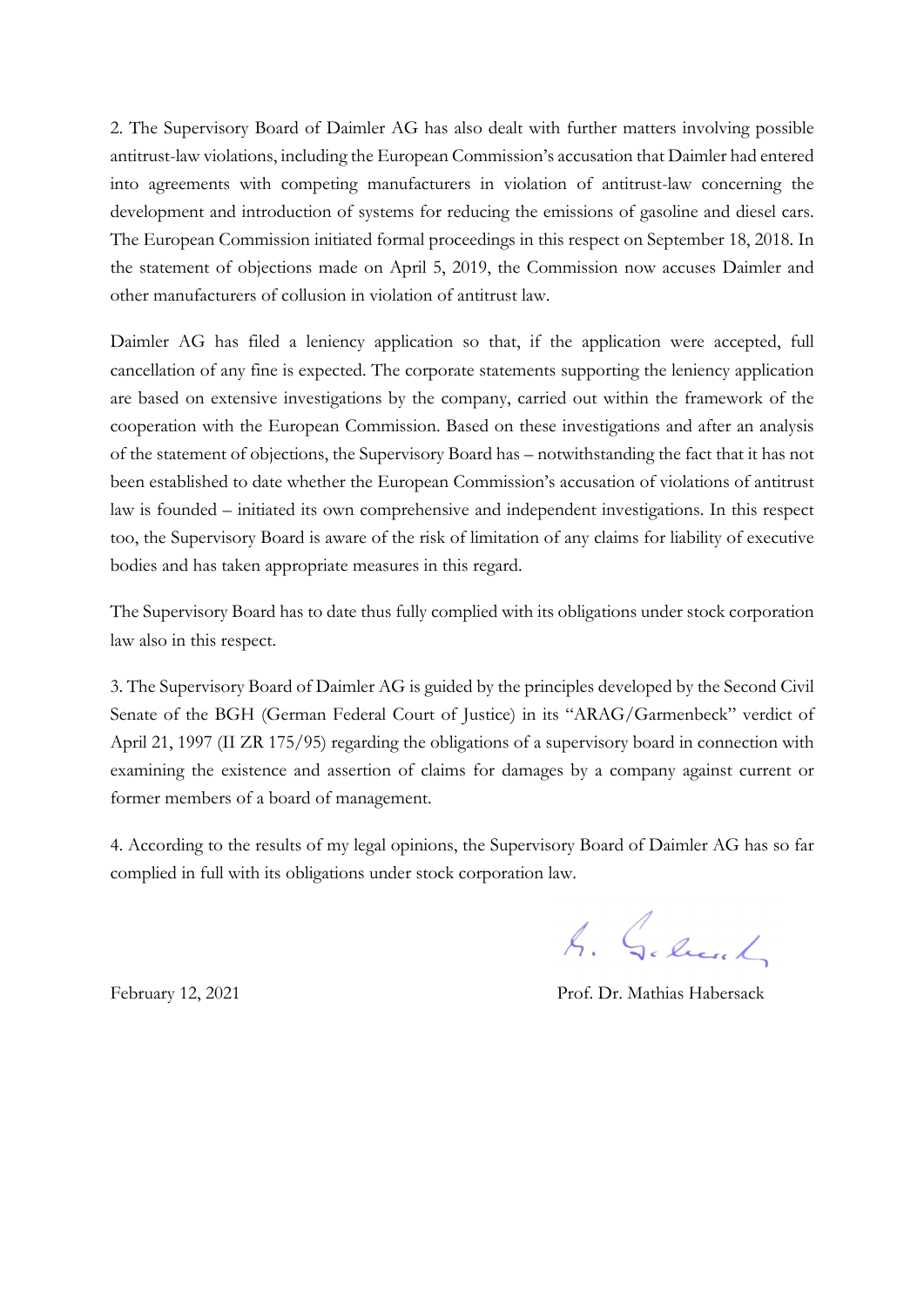2. The Supervisory Board of Daimler AG has also dealt with further matters involving possible antitrust-law violations, including the European Commission's accusation that Daimler had entered into agreements with competing manufacturers in violation of antitrust-law concerning the development and introduction of systems for reducing the emissions of gasoline and diesel cars. The European Commission initiated formal proceedings in this respect on September 18, 2018. In the statement of objections made on April 5, 2019, the Commission now accuses Daimler and other manufacturers of collusion in violation of antitrust law.

Daimler AG has filed a leniency application so that, if the application were accepted, full cancellation of any fine is expected. The corporate statements supporting the leniency application are based on extensive investigations by the company, carried out within the framework of the cooperation with the European Commission. Based on these investigations and after an analysis of the statement of objections, the Supervisory Board has – notwithstanding the fact that it has not been established to date whether the European Commission's accusation of violations of antitrust law is founded – initiated its own comprehensive and independent investigations. In this respect too, the Supervisory Board is aware of the risk of limitation of any claims for liability of executive bodies and has taken appropriate measures in this regard.

The Supervisory Board has to date thus fully complied with its obligations under stock corporation law also in this respect.

3. The Supervisory Board of Daimler AG is guided by the principles developed by the Second Civil Senate of the BGH (German Federal Court of Justice) in its "ARAG/Garmenbeck" verdict of April 21, 1997 (II ZR 175/95) regarding the obligations of a supervisory board in connection with examining the existence and assertion of claims for damages by a company against current or former members of a board of management.

4. According to the results of my legal opinions, the Supervisory Board of Daimler AG has so far complied in full with its obligations under stock corporation law.

February 12, 2021

Prof. Dr. Mathias Habersack